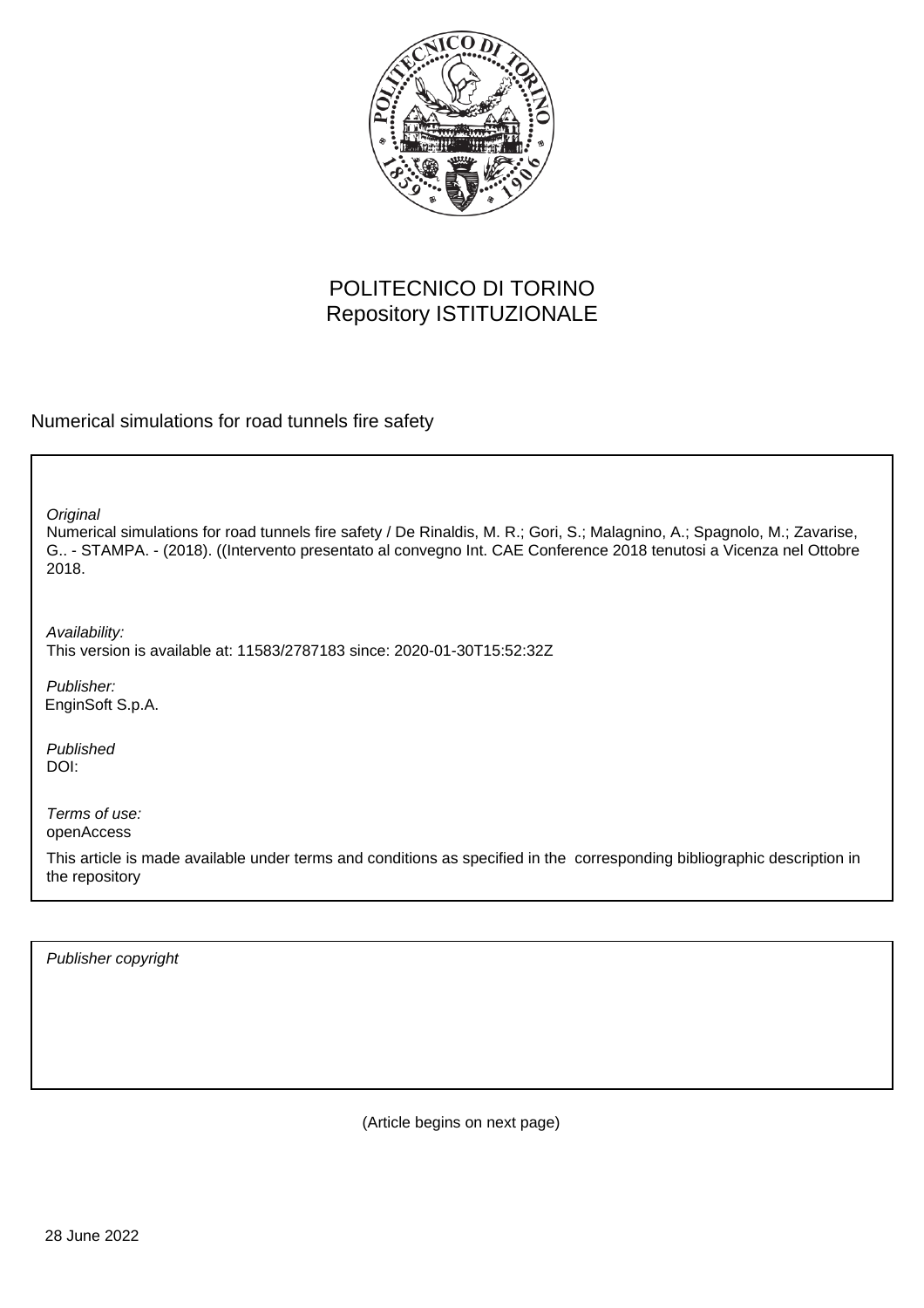POLITECNICO DI TORINO
Repository ISTITUZIONALE

Numerical simulations for road tunnels fire safety

*Original*
Numerical simulations for road tunnels fire safety / De Rinaldis, M. R.; Gori, S.; Malagnino, A.; Spagnolo, M.; Zavarise, G.. - STAMPA. - (2018). ((Intervento presentato al convegno Int. CAE Conference 2018 tenutosi a Vicenza nel Ottobre 2018.

*Availability:*
This version is available at: 11583/2787183 since: 2020-01-30T15:52:32Z

*Publisher:*
EnginSoft S.p.A.

*Published*
DOI:

*Terms of use:*
openAccess

This article is made available under terms and conditions as specified in the corresponding bibliographic description in the repository

*Publisher copyright*

(Article begins on next page)

28 June 2022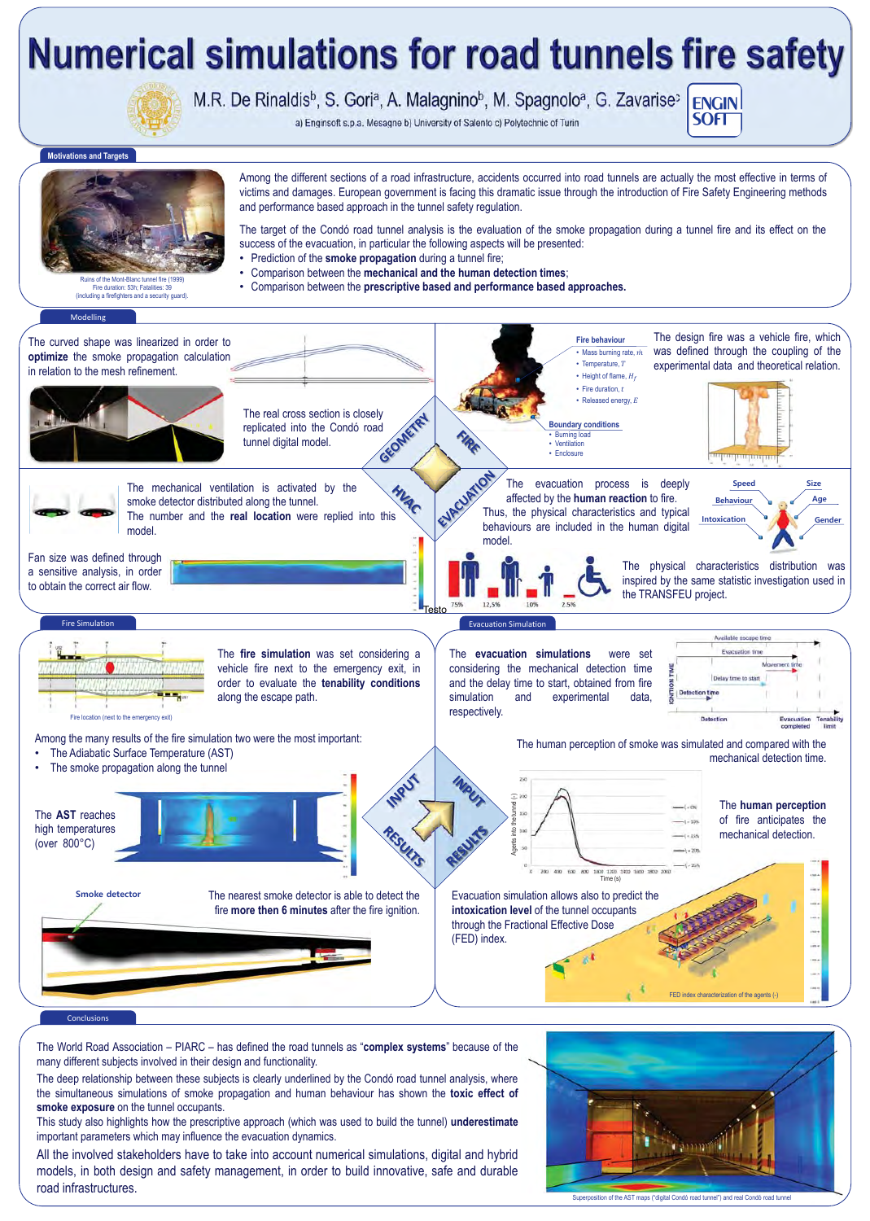# Numerical simulations for road tunnels fire safety

M.R. De Rinaldis[b], S. Gori[a], A. Malagnino[b], M. Spagnolo[a], G. Zavarise[c]

a) Enginsoft s.p.a. Mesagne b) University of Salento c) Polytechnic of Turin

## Motivations and Targets

Ruins of the Mont-Blanc tunnel fire (1999)
Fire duration: 53h; Fatalities: 39
(including a firefighters and a security guard).

Among the different sections of a road infrastructure, accidents occurred into road tunnels are actually the most effective in terms of victims and damages. European government is facing this dramatic issue through the introduction of Fire Safety Engineering methods and performance based approach in the tunnel safety regulation.

The target of the Condó road tunnel analysis is the evaluation of the smoke propagation during a tunnel fire and its effect on the success of the evacuation, in particular the following aspects will be presented:

- Prediction of the **smoke propagation** during a tunnel fire;
- Comparison between the **mechanical and the human detection times**;
- Comparison between the **prescriptive based and performance based approaches.**

## Modelling

The curved shape was linearized in order to **optimize** the smoke propagation calculation in relation to the mesh refinement.

The real cross section is closely replicated into the Condó road tunnel digital model.

GEOMETRY

FIRE

Fire behaviour
- Mass burning rate, $\dot{m}$
- Temperature, $T$
- Height of flame, $H_f$
- Fire duration, $t$
- Released energy, $E$

Boundary conditions
- Burning load
- Ventilation
- Enclosure

The design fire was a vehicle fire, which was defined through the coupling of the experimental data and theoretical relation.

HVAC

EVACUATION

The mechanical ventilation is activated by the smoke detector distributed along the tunnel. The number and the **real location** were replied into this model.

Fan size was defined through a sensitive analysis, in order to obtain the correct air flow.

The evacuation process is deeply affected by the **human reaction** to fire. Thus, the physical characteristics and typical behaviours are included in the human digital model.

Speed
Size
Behaviour
Age
Intoxication
Gender

75% 12,5% 10% 2,5%

The physical characteristics distribution was inspired by the same statistic investigation used in the TRANSFEU project.

## Fire Simulation

Fire location (next to the emergency exit)

The **fire simulation** was set considering a vehicle fire next to the emergency exit, in order to evaluate the **tenability conditions** along the escape path.

Among the many results of the fire simulation two were the most important:

- The Adiabatic Surface Temperature (AST)
- The smoke propagation along the tunnel

The **AST** reaches high temperatures (over 800°C)

Smoke detector

The nearest smoke detector is able to detect the fire **more then 6 minutes** after the fire ignition.

INPUT

RESULTS

## Evacuation Simulation

The **evacuation simulations** were set considering the mechanical detection time and the delay time to start, obtained from fire simulation and experimental data, respectively.

Available escape time
Evacuation time
Movement time
Delay time to start
Detection time
IGNITION TIME
Detection
Evacuation completed
Tenability limit

The human perception of smoke was simulated and compared with the mechanical detection time.

Agents into the tunnel (-)
Time (s)

The **human perception** of fire anticipates the mechanical detection.

Evacuation simulation allows also to predict the **intoxication level** of the tunnel occupants through the Fractional Effective Dose (FED) index.

FED index characterization of the agents (-)

## Conclusions

The World Road Association – PIARC – has defined the road tunnels as "**complex systems**" because of the many different subjects involved in their design and functionality.

The deep relationship between these subjects is clearly underlined by the Condó road tunnel analysis, where the simultaneous simulations of smoke propagation and human behaviour has shown the **toxic effect of smoke exposure** on the tunnel occupants.

This study also highlights how the prescriptive approach (which was used to build the tunnel) **underestimate** important parameters which may influence the evacuation dynamics.

All the involved stakeholders have to take into account numerical simulations, digital and hybrid models, in both design and safety management, in order to build innovative, safe and durable road infrastructures.

Superposition of the AST maps ("digital Condó road tunnel") and real Condó road tunnel